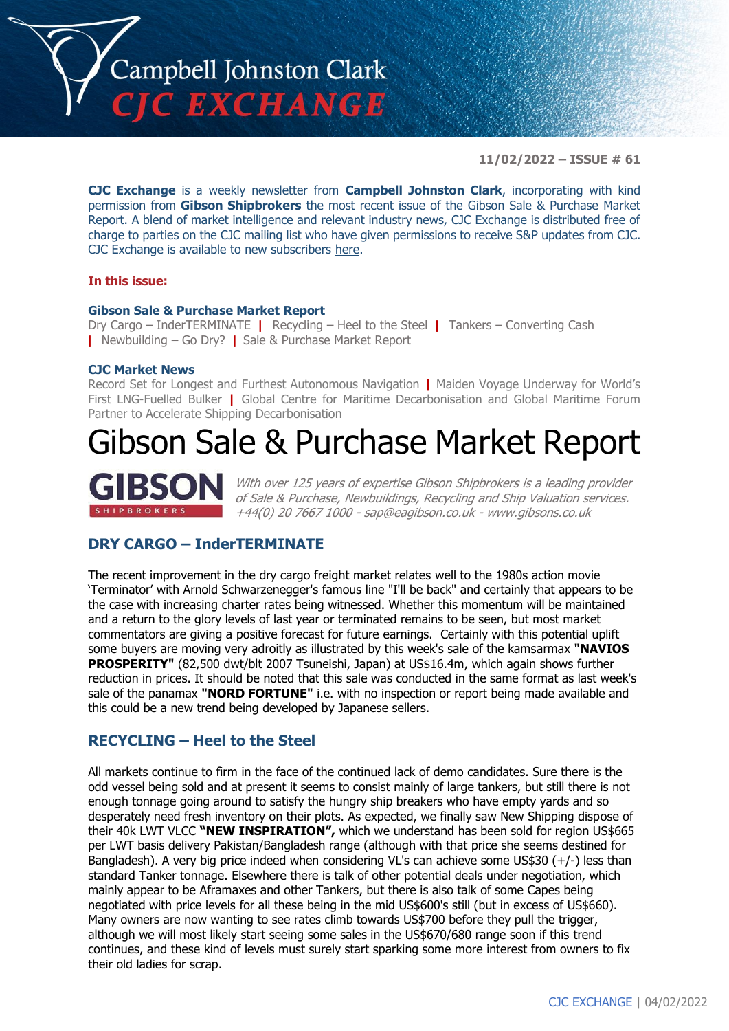# Campbell Johnston Clark CJC EXCHANGE

**11/02/2022 – ISSUE # 61**

**CJC Exchange** is a weekly newsletter from **Campbell Johnston Clark**, incorporating with kind permission from **Gibson Shipbrokers** the most recent issue of the Gibson Sale & Purchase Market Report. A blend of market intelligence and relevant industry news, CJC Exchange is distributed free of charge to parties on the CJC mailing list who have given permissions to receive S&P updates from CJC. CJC Exchange is available to new subscribers here.

**In this issue:**

**Gibson Sale & Purchase Market Report**
Dry Cargo – InderTERMINATE | Recycling – Heel to the Steel | Tankers – Converting Cash | Newbuilding – Go Dry? | Sale & Purchase Market Report

**CJC Market News**
Record Set for Longest and Furthest Autonomous Navigation | Maiden Voyage Underway for World's First LNG-Fuelled Bulker | Global Centre for Maritime Decarbonisation and Global Maritime Forum Partner to Accelerate Shipping Decarbonisation

# Gibson Sale & Purchase Market Report

**GIBSON** SHIPBROKERS

*With over 125 years of expertise Gibson Shipbrokers is a leading provider of Sale & Purchase, Newbuildings, Recycling and Ship Valuation services. +44(0) 20 7667 1000 - sap@eagibson.co.uk - www.gibsons.co.uk*

## DRY CARGO – InderTERMINATE

The recent improvement in the dry cargo freight market relates well to the 1980s action movie 'Terminator' with Arnold Schwarzenegger's famous line "I'll be back" and certainly that appears to be the case with increasing charter rates being witnessed. Whether this momentum will be maintained and a return to the glory levels of last year or terminated remains to be seen, but most market commentators are giving a positive forecast for future earnings. Certainly with this potential uplift some buyers are moving very adroitly as illustrated by this week's sale of the kamsarmax **"NAVIOS PROSPERITY"** (82,500 dwt/blt 2007 Tsuneishi, Japan) at US$16.4m, which again shows further reduction in prices. It should be noted that this sale was conducted in the same format as last week's sale of the panamax **"NORD FORTUNE"** i.e. with no inspection or report being made available and this could be a new trend being developed by Japanese sellers.

## RECYCLING – Heel to the Steel

All markets continue to firm in the face of the continued lack of demo candidates. Sure there is the odd vessel being sold and at present it seems to consist mainly of large tankers, but still there is not enough tonnage going around to satisfy the hungry ship breakers who have empty yards and so desperately need fresh inventory on their plots. As expected, we finally saw New Shipping dispose of their 40k LWT VLCC **"NEW INSPIRATION",** which we understand has been sold for region US$665 per LWT basis delivery Pakistan/Bangladesh range (although with that price she seems destined for Bangladesh). A very big price indeed when considering VL's can achieve some US$30 (+/-) less than standard Tanker tonnage. Elsewhere there is talk of other potential deals under negotiation, which mainly appear to be Aframaxes and other Tankers, but there is also talk of some Capes being negotiated with price levels for all these being in the mid US$600's still (but in excess of US$660). Many owners are now wanting to see rates climb towards US$700 before they pull the trigger, although we will most likely start seeing some sales in the US$670/680 range soon if this trend continues, and these kind of levels must surely start sparking some more interest from owners to fix their old ladies for scrap.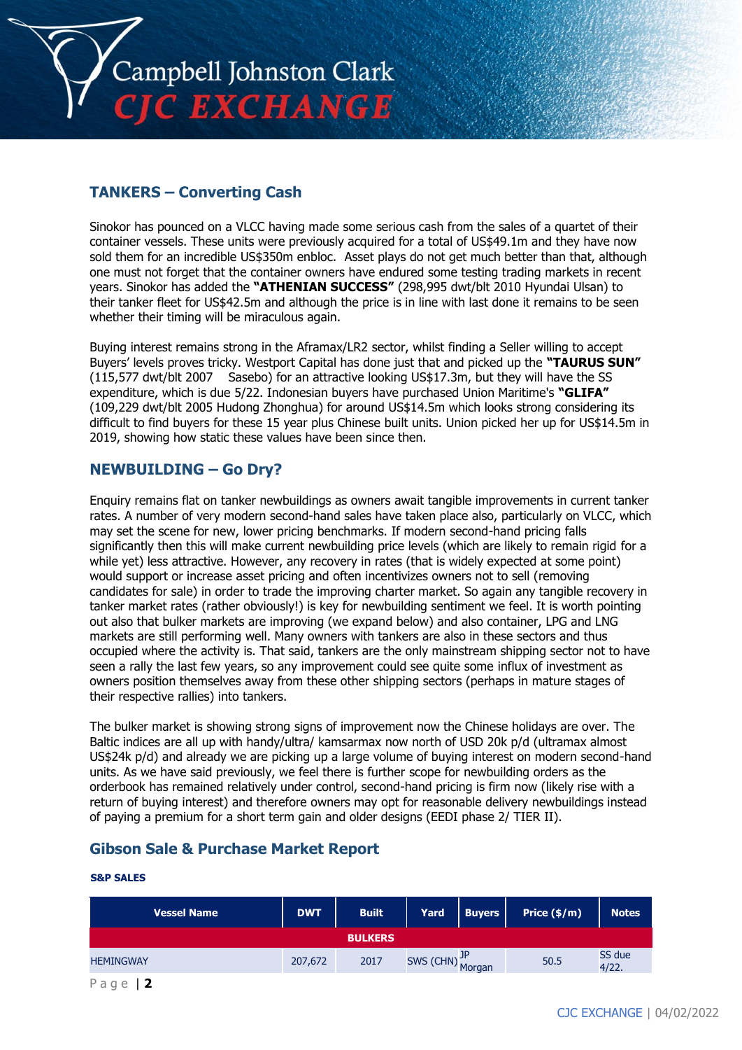## TANKERS – Converting Cash

Sinokor has pounced on a VLCC having made some serious cash from the sales of a quartet of their container vessels. These units were previously acquired for a total of US$49.1m and they have now sold them for an incredible US$350m enbloc. Asset plays do not get much better than that, although one must not forget that the container owners have endured some testing trading markets in recent years. Sinokor has added the **"ATHENIAN SUCCESS"** (298,995 dwt/blt 2010 Hyundai Ulsan) to their tanker fleet for US$42.5m and although the price is in line with last done it remains to be seen whether their timing will be miraculous again.

Buying interest remains strong in the Aframax/LR2 sector, whilst finding a Seller willing to accept Buyers' levels proves tricky. Westport Capital has done just that and picked up the **"TAURUS SUN"** (115,577 dwt/blt 2007 Sasebo) for an attractive looking US$17.3m, but they will have the SS expenditure, which is due 5/22. Indonesian buyers have purchased Union Maritime's **"GLIFA"** (109,229 dwt/blt 2005 Hudong Zhonghua) for around US$14.5m which looks strong considering its difficult to find buyers for these 15 year plus Chinese built units. Union picked her up for US$14.5m in 2019, showing how static these values have been since then.

## NEWBUILDING – Go Dry?

Enquiry remains flat on tanker newbuildings as owners await tangible improvements in current tanker rates. A number of very modern second-hand sales have taken place also, particularly on VLCC, which may set the scene for new, lower pricing benchmarks. If modern second-hand pricing falls significantly then this will make current newbuilding price levels (which are likely to remain rigid for a while yet) less attractive. However, any recovery in rates (that is widely expected at some point) would support or increase asset pricing and often incentivizes owners not to sell (removing candidates for sale) in order to trade the improving charter market. So again any tangible recovery in tanker market rates (rather obviously!) is key for newbuilding sentiment we feel. It is worth pointing out also that bulker markets are improving (we expand below) and also container, LPG and LNG markets are still performing well. Many owners with tankers are also in these sectors and thus occupied where the activity is. That said, tankers are the only mainstream shipping sector not to have seen a rally the last few years, so any improvement could see quite some influx of investment as owners position themselves away from these other shipping sectors (perhaps in mature stages of their respective rallies) into tankers.

The bulker market is showing strong signs of improvement now the Chinese holidays are over. The Baltic indices are all up with handy/ultra/ kamsarmax now north of USD 20k p/d (ultramax almost US$24k p/d) and already we are picking up a large volume of buying interest on modern second-hand units. As we have said previously, we feel there is further scope for newbuilding orders as the orderbook has remained relatively under control, second-hand pricing is firm now (likely rise with a return of buying interest) and therefore owners may opt for reasonable delivery newbuildings instead of paying a premium for a short term gain and older designs (EEDI phase 2/ TIER II).

## Gibson Sale & Purchase Market Report

**S&P SALES**

| Vessel Name | DWT | Built | Yard | Buyers | Price ($/m) | Notes |
|---|---|---|---|---|---|---|
| **BULKERS** | | | | | | |
| HEMINGWAY | 207,672 | 2017 | SWS (CHN) | JP Morgan | 50.5 | SS due 4/22. |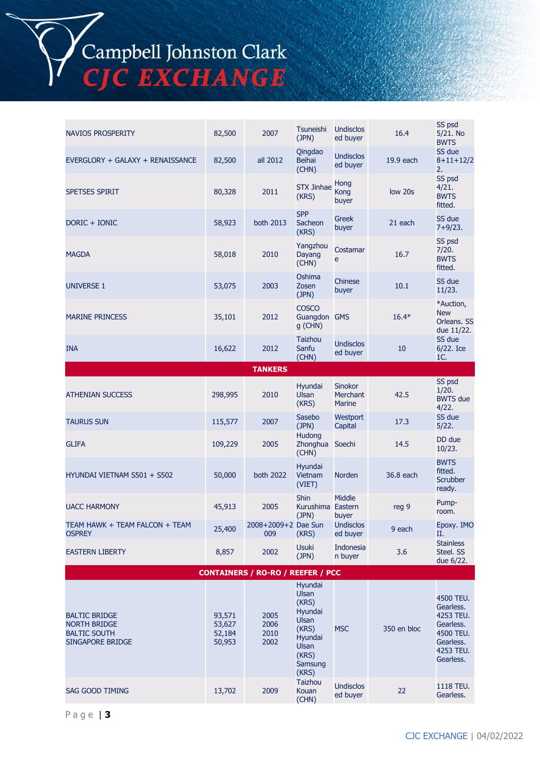| | | | | | | |
|---|---|---|---|---|---|---|
| NAVIOS PROSPERITY | 82,500 | 2007 | Tsuneishi (JPN) | Undisclosed buyer | 16.4 | SS psd 5/21. No BWTS |
| EVERGLORY + GALAXY + RENAISSANCE | 82,500 | all 2012 | Qingdao Beihai (CHN) | Undisclosed buyer | 19.9 each | SS due 8+11+12/22. |
| SPETSES SPIRIT | 80,328 | 2011 | STX Jinhae (KRS) | Hong Kong buyer | low 20s | SS psd 4/21. BWTS fitted. |
| DORIC + IONIC | 58,923 | both 2013 | SPP Sacheon (KRS) | Greek buyer | 21 each | SS due 7+9/23. |
| MAGDA | 58,018 | 2010 | Yangzhou Dayang (CHN) | Costamare | 16.7 | SS psd 7/20. BWTS fitted. |
| UNIVERSE 1 | 53,075 | 2003 | Oshima Zosen (JPN) | Chinese buyer | 10.1 | SS due 11/23. |
| MARINE PRINCESS | 35,101 | 2012 | COSCO Guangdong (CHN) | GMS | 16.4* | *Auction, New Orleans. SS due 11/22. |
| INA | 16,622 | 2012 | Taizhou Sanfu (CHN) | Undisclosed buyer | 10 | SS due 6/22. Ice 1C. |
| **TANKERS** | | | | | | |
| ATHENIAN SUCCESS | 298,995 | 2010 | Hyundai Ulsan (KRS) | Sinokor Merchant Marine | 42.5 | SS psd 1/20. BWTS due 4/22. |
| TAURUS SUN | 115,577 | 2007 | Sasebo (JPN) | Westport Capital | 17.3 | SS due 5/22. |
| GLIFA | 109,229 | 2005 | Hudong Zhonghua (CHN) | Soechi | 14.5 | DD due 10/23. |
| HYUNDAI VIETNAM S501 + S502 | 50,000 | both 2022 | Hyundai Vietnam (VIET) | Norden | 36.8 each | BWTS fitted. Scrubber ready. |
| UACC HARMONY | 45,913 | 2005 | Shin Kurushima (JPN) | Middle Eastern buyer | reg 9 | Pump-room. |
| TEAM HAWK + TEAM FALCON + TEAM OSPREY | 25,400 | 2008+2009+2009 | Dae Sun (KRS) | Undisclosed buyer | 9 each | Epoxy. IMO II. |
| EASTERN LIBERTY | 8,857 | 2002 | Usuki (JPN) | Indonesian buyer | 3.6 | Stainless Steel. SS due 6/22. |
| **CONTAINERS / RO-RO / REEFER / PCC** | | | | | | |
| BALTIC BRIDGE<br>NORTH BRIDGE<br>BALTIC SOUTH<br>SINGAPORE BRIDGE | 93,571<br>53,627<br>52,184<br>50,953 | 2005<br>2006<br>2010<br>2002 | Hyundai Ulsan (KRS)<br>Hyundai Ulsan (KRS)<br>Hyundai Ulsan (KRS)<br>Samsung (KRS) | MSC | 350 en bloc | 4500 TEU. Gearless.<br>4253 TEU. Gearless.<br>4500 TEU. Gearless.<br>4253 TEU. Gearless. |
| SAG GOOD TIMING | 13,702 | 2009 | Taizhou Kouan (CHN) | Undisclosed buyer | 22 | 1118 TEU. Gearless. |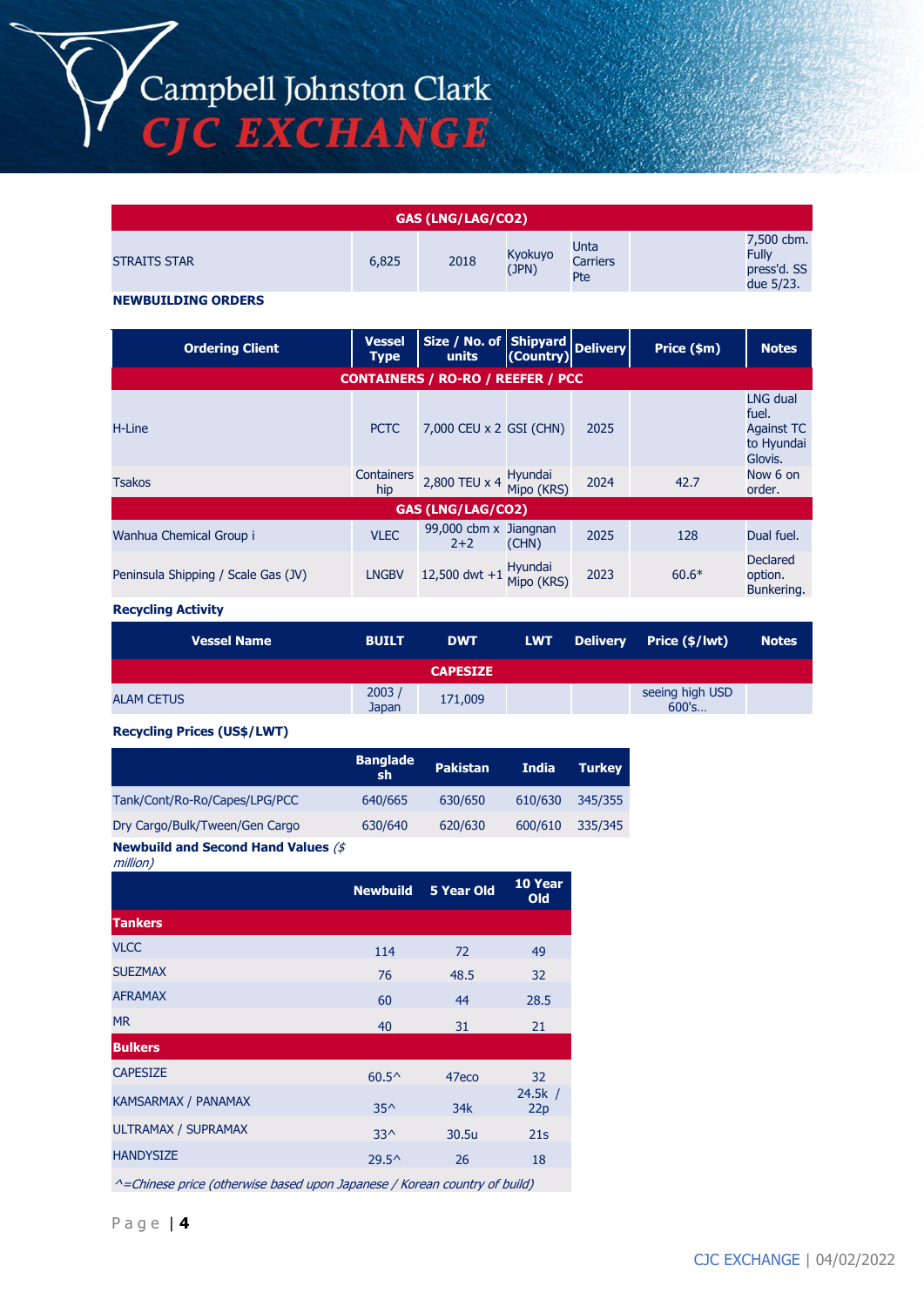| GAS (LNG/LAG/CO2) | | | | | | |
|---|---|---|---|---|---|---|
| STRAITS STAR | 6,825 | 2018 | Kyokuyo (JPN) | Unta Carriers Pte | | 7,500 cbm. Fully press'd. SS due 5/23. |

**NEWBUILDING ORDERS**

| Ordering Client | Vessel Type | Size / No. of units | Shipyard (Country) | Delivery | Price ($m) | Notes |
|---|---|---|---|---|---|---|
| **CONTAINERS / RO-RO / REEFER / PCC** | | | | | | |
| H-Line | PCTC | 7,000 CEU x 2 | GSI (CHN) | 2025 | | LNG dual fuel. Against TC to Hyundai Glovis. |
| Tsakos | Containership | 2,800 TEU x 4 | Hyundai Mipo (KRS) | 2024 | 42.7 | Now 6 on order. |
| **GAS (LNG/LAG/CO2)** | | | | | | |
| Wanhua Chemical Group i | VLEC | 99,000 cbm x 2+2 | Jiangnan (CHN) | 2025 | 128 | Dual fuel. |
| Peninsula Shipping / Scale Gas (JV) | LNGBV | 12,500 dwt +1 | Hyundai Mipo (KRS) | 2023 | 60.6* | Declared option. Bunkering. |

**Recycling Activity**

| Vessel Name | BUILT | DWT | LWT | Delivery | Price ($/lwt) | Notes |
|---|---|---|---|---|---|---|
| **CAPESIZE** | | | | | | |
| ALAM CETUS | 2003 / Japan | 171,009 | | | seeing high USD 600's… | |

**Recycling Prices (US$/LWT)**

| | Bangladesh | Pakistan | India | Turkey |
|---|---|---|---|---|
| Tank/Cont/Ro-Ro/Capes/LPG/PCC | 640/665 | 630/650 | 610/630 | 345/355 |
| Dry Cargo/Bulk/Tween/Gen Cargo | 630/640 | 620/630 | 600/610 | 335/345 |

**Newbuild and Second Hand Values** *($ million)*

| | Newbuild | 5 Year Old | 10 Year Old |
|---|---|---|---|
| **Tankers** | | | |
| VLCC | 114 | 72 | 49 |
| SUEZMAX | 76 | 48.5 | 32 |
| AFRAMAX | 60 | 44 | 28.5 |
| MR | 40 | 31 | 21 |
| **Bulkers** | | | |
| CAPESIZE | 60.5^ | 47eco | 32 |
| KAMSARMAX / PANAMAX | 35^ | 34k | 24.5k / 22p |
| ULTRAMAX / SUPRAMAX | 33^ | 30.5u | 21s |
| HANDYSIZE | 29.5^ | 26 | 18 |

*^=Chinese price (otherwise based upon Japanese / Korean country of build)*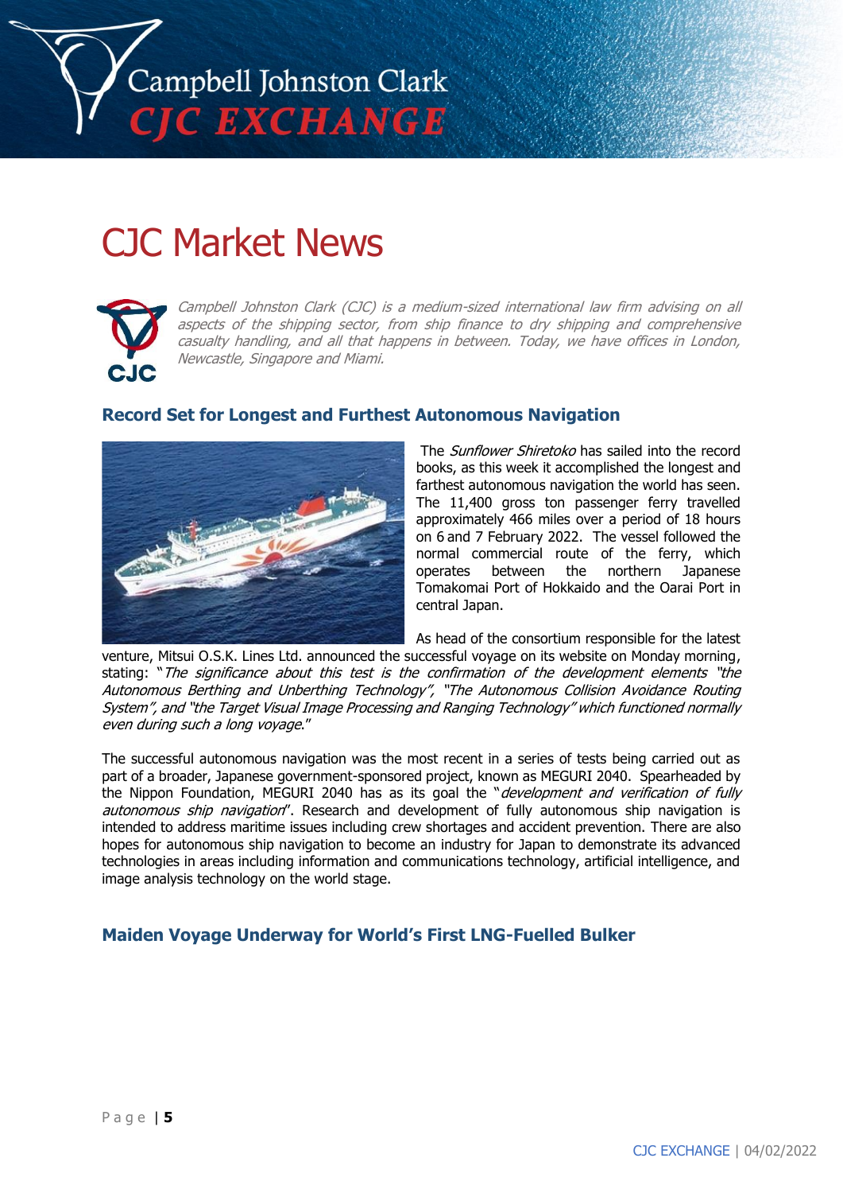# CJC Market News

*Campbell Johnston Clark (CJC) is a medium-sized international law firm advising on all aspects of the shipping sector, from ship finance to dry shipping and comprehensive casualty handling, and all that happens in between. Today, we have offices in London, Newcastle, Singapore and Miami.*

## Record Set for Longest and Furthest Autonomous Navigation

The *Sunflower Shiretoko* has sailed into the record books, as this week it accomplished the longest and farthest autonomous navigation the world has seen. The 11,400 gross ton passenger ferry travelled approximately 466 miles over a period of 18 hours on 6 and 7 February 2022. The vessel followed the normal commercial route of the ferry, which operates between the northern Japanese Tomakomai Port of Hokkaido and the Oarai Port in central Japan.

As head of the consortium responsible for the latest venture, Mitsui O.S.K. Lines Ltd. announced the successful voyage on its website on Monday morning, stating: "*The significance about this test is the confirmation of the development elements "the Autonomous Berthing and Unberthing Technology", "The Autonomous Collision Avoidance Routing System", and "the Target Visual Image Processing and Ranging Technology" which functioned normally even during such a long voyage*."

The successful autonomous navigation was the most recent in a series of tests being carried out as part of a broader, Japanese government-sponsored project, known as MEGURI 2040. Spearheaded by the Nippon Foundation, MEGURI 2040 has as its goal the "*development and verification of fully autonomous ship navigation*". Research and development of fully autonomous ship navigation is intended to address maritime issues including crew shortages and accident prevention. There are also hopes for autonomous ship navigation to become an industry for Japan to demonstrate its advanced technologies in areas including information and communications technology, artificial intelligence, and image analysis technology on the world stage.

## Maiden Voyage Underway for World's First LNG-Fuelled Bulker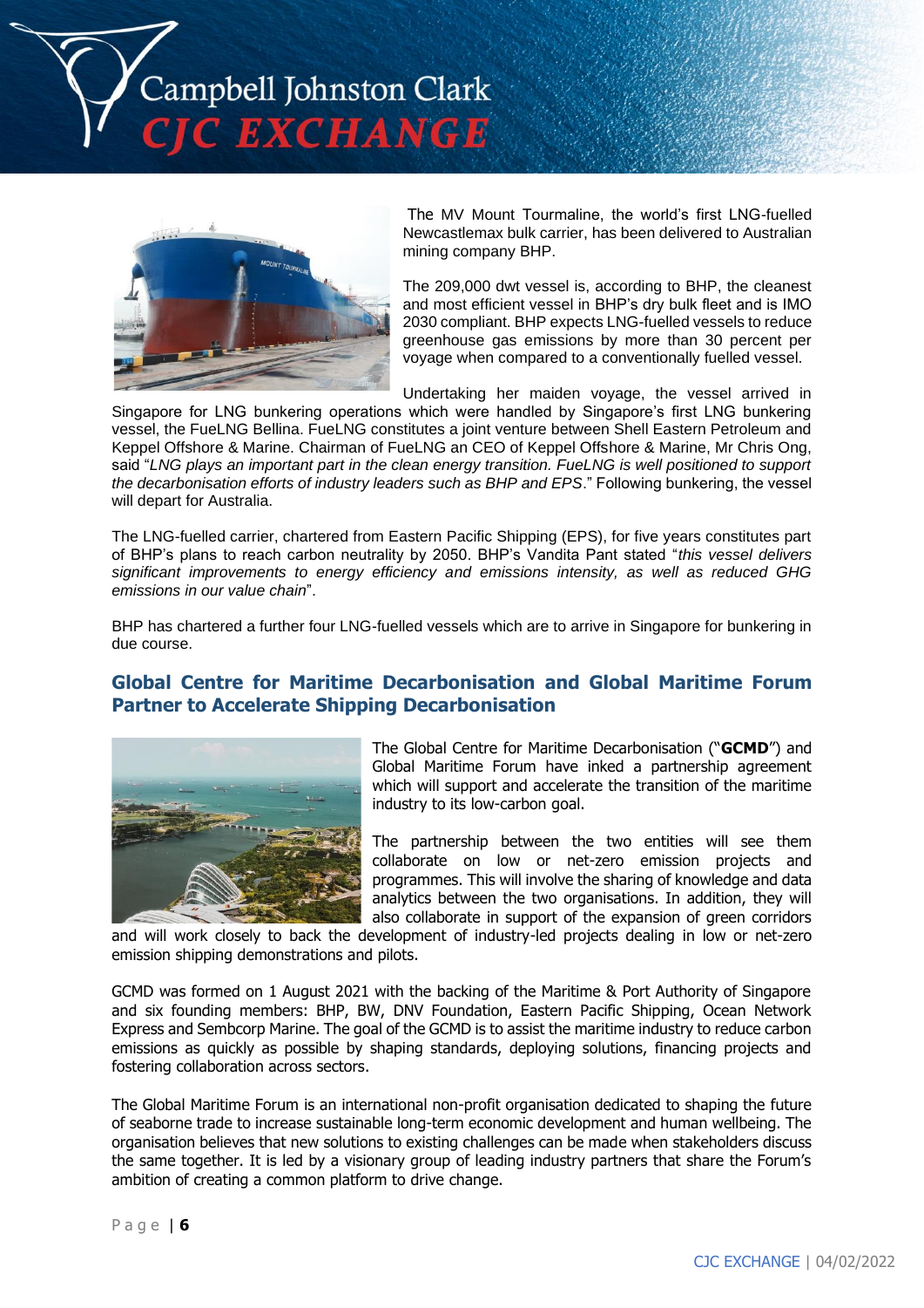The MV Mount Tourmaline, the world's first LNG-fuelled Newcastlemax bulk carrier, has been delivered to Australian mining company BHP.

The 209,000 dwt vessel is, according to BHP, the cleanest and most efficient vessel in BHP's dry bulk fleet and is IMO 2030 compliant. BHP expects LNG-fuelled vessels to reduce greenhouse gas emissions by more than 30 percent per voyage when compared to a conventionally fuelled vessel.

Undertaking her maiden voyage, the vessel arrived in Singapore for LNG bunkering operations which were handled by Singapore's first LNG bunkering vessel, the FueLNG Bellina. FueLNG constitutes a joint venture between Shell Eastern Petroleum and Keppel Offshore & Marine. Chairman of FueLNG an CEO of Keppel Offshore & Marine, Mr Chris Ong, said "*LNG plays an important part in the clean energy transition. FueLNG is well positioned to support the decarbonisation efforts of industry leaders such as BHP and EPS*." Following bunkering, the vessel will depart for Australia.

The LNG-fuelled carrier, chartered from Eastern Pacific Shipping (EPS), for five years constitutes part of BHP's plans to reach carbon neutrality by 2050. BHP's Vandita Pant stated "*this vessel delivers significant improvements to energy efficiency and emissions intensity, as well as reduced GHG emissions in our value chain*".

BHP has chartered a further four LNG-fuelled vessels which are to arrive in Singapore for bunkering in due course.

## Global Centre for Maritime Decarbonisation and Global Maritime Forum Partner to Accelerate Shipping Decarbonisation

The Global Centre for Maritime Decarbonisation ("**GCMD**") and Global Maritime Forum have inked a partnership agreement which will support and accelerate the transition of the maritime industry to its low-carbon goal.

The partnership between the two entities will see them collaborate on low or net-zero emission projects and programmes. This will involve the sharing of knowledge and data analytics between the two organisations. In addition, they will also collaborate in support of the expansion of green corridors and will work closely to back the development of industry-led projects dealing in low or net-zero emission shipping demonstrations and pilots.

GCMD was formed on 1 August 2021 with the backing of the Maritime & Port Authority of Singapore and six founding members: BHP, BW, DNV Foundation, Eastern Pacific Shipping, Ocean Network Express and Sembcorp Marine. The goal of the GCMD is to assist the maritime industry to reduce carbon emissions as quickly as possible by shaping standards, deploying solutions, financing projects and fostering collaboration across sectors.

The Global Maritime Forum is an international non-profit organisation dedicated to shaping the future of seaborne trade to increase sustainable long-term economic development and human wellbeing. The organisation believes that new solutions to existing challenges can be made when stakeholders discuss the same together. It is led by a visionary group of leading industry partners that share the Forum's ambition of creating a common platform to drive change.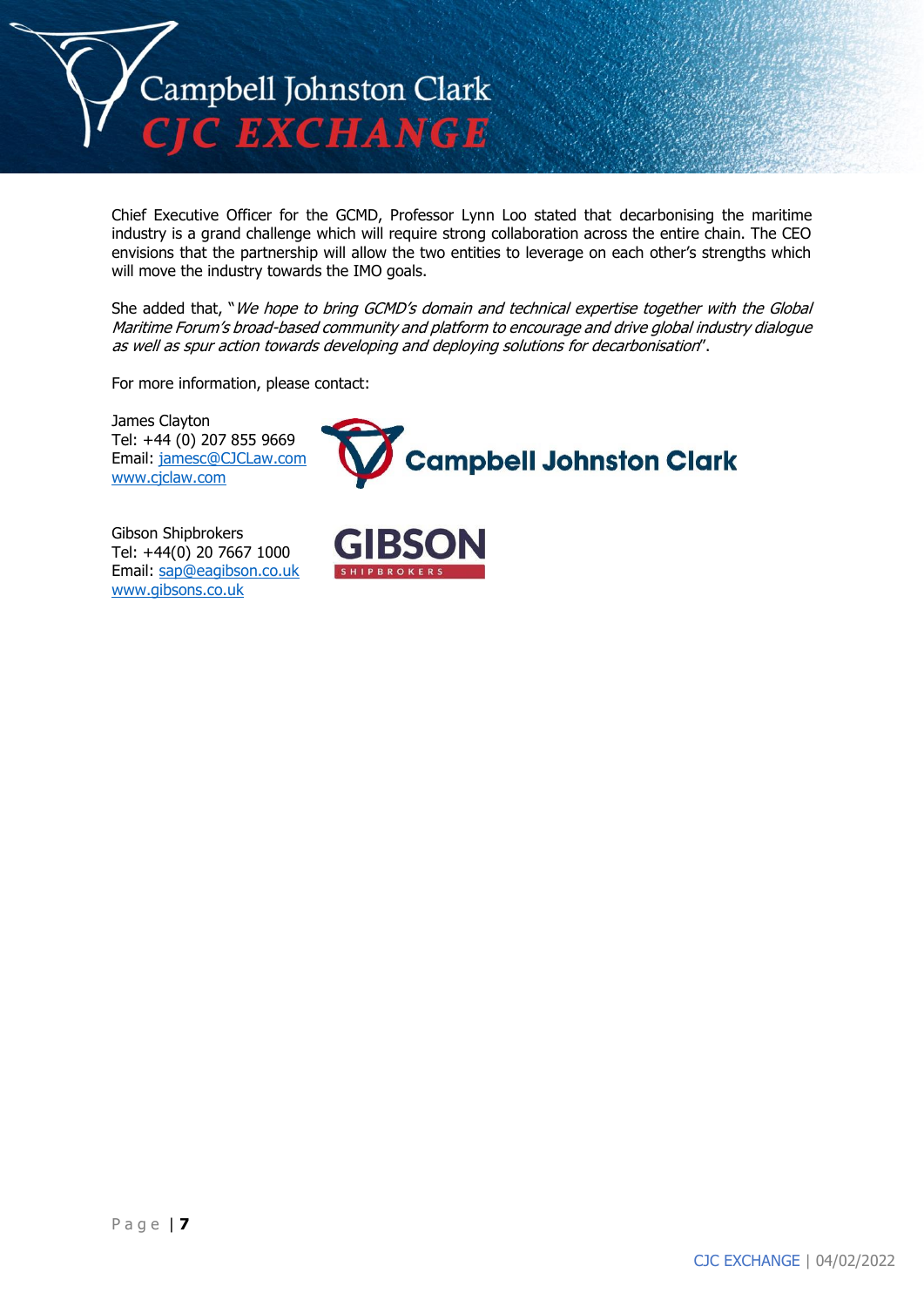Chief Executive Officer for the GCMD, Professor Lynn Loo stated that decarbonising the maritime industry is a grand challenge which will require strong collaboration across the entire chain. The CEO envisions that the partnership will allow the two entities to leverage on each other's strengths which will move the industry towards the IMO goals.

She added that, "*We hope to bring GCMD's domain and technical expertise together with the Global Maritime Forum's broad-based community and platform to encourage and drive global industry dialogue as well as spur action towards developing and deploying solutions for decarbonisation*".

For more information, please contact:

James Clayton
Tel: +44 (0) 207 855 9669
Email: jamesc@CJCLaw.com
www.cjclaw.com

Gibson Shipbrokers
Tel: +44(0) 20 7667 1000
Email: sap@eagibson.co.uk
www.gibsons.co.uk